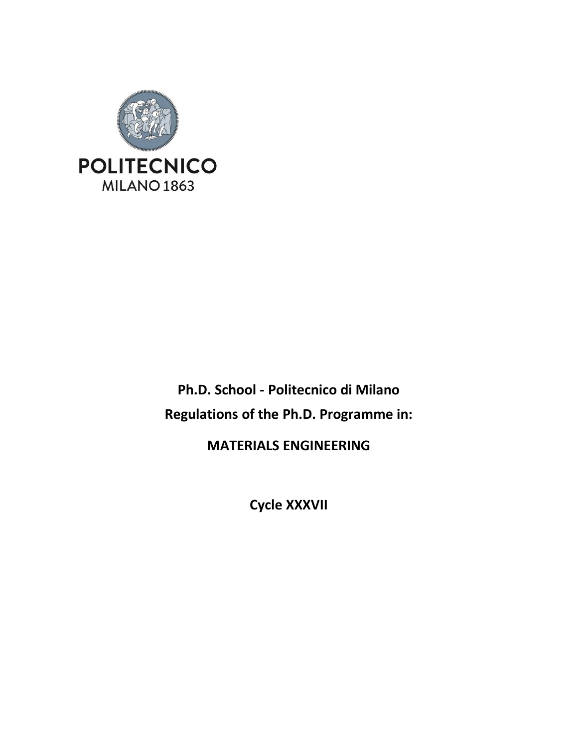POLITECNICO
MILANO 1863

**Ph.D. School - Politecnico di Milano**

**Regulations of the Ph.D. Programme in:**

# MATERIALS ENGINEERING

**Cycle XXXVII**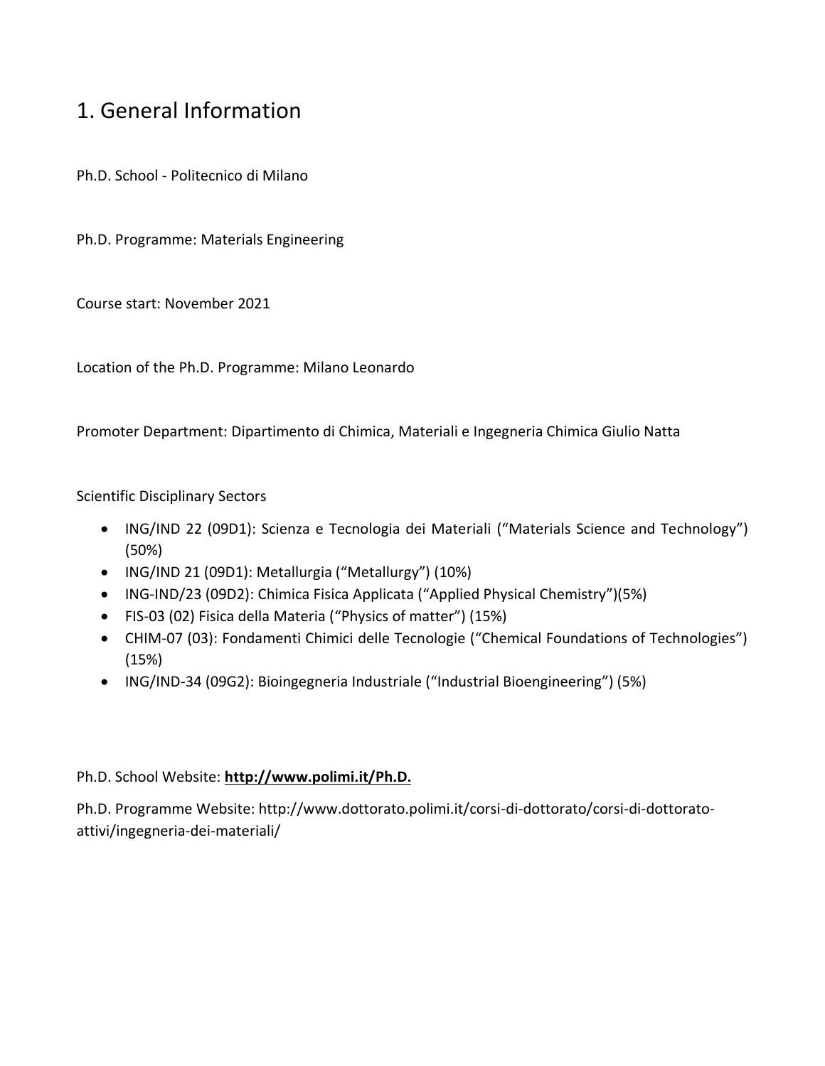# 1. General Information

Ph.D. School - Politecnico di Milano

Ph.D. Programme: Materials Engineering

Course start: November 2021

Location of the Ph.D. Programme: Milano Leonardo

Promoter Department: Dipartimento di Chimica, Materiali e Ingegneria Chimica Giulio Natta

Scientific Disciplinary Sectors

- ING/IND 22 (09D1): Scienza e Tecnologia dei Materiali ("Materials Science and Technology") (50%)
- ING/IND 21 (09D1): Metallurgia ("Metallurgy") (10%)
- ING-IND/23 (09D2): Chimica Fisica Applicata ("Applied Physical Chemistry")(5%)
- FIS-03 (02) Fisica della Materia ("Physics of matter") (15%)
- CHIM-07 (03): Fondamenti Chimici delle Tecnologie ("Chemical Foundations of Technologies") (15%)
- ING/IND-34 (09G2): Bioingegneria Industriale ("Industrial Bioengineering") (5%)

Ph.D. School Website: **http://www.polimi.it/Ph.D.**

Ph.D. Programme Website: http://www.dottorato.polimi.it/corsi-di-dottorato/corsi-di-dottorato-attivi/ingegneria-dei-materiali/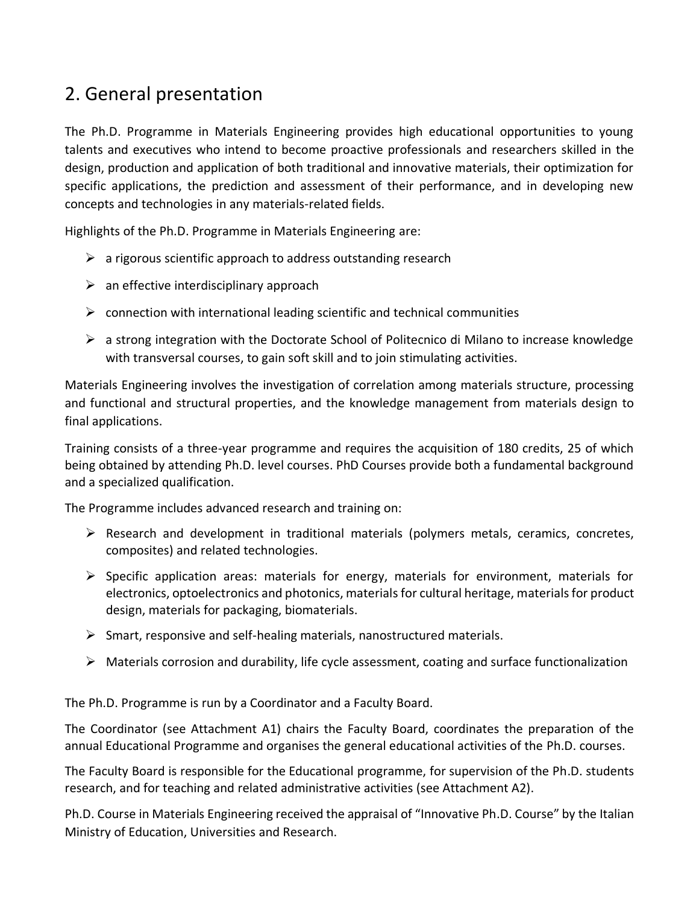## 2. General presentation

The Ph.D. Programme in Materials Engineering provides high educational opportunities to young talents and executives who intend to become proactive professionals and researchers skilled in the design, production and application of both traditional and innovative materials, their optimization for specific applications, the prediction and assessment of their performance, and in developing new concepts and technologies in any materials-related fields.

Highlights of the Ph.D. Programme in Materials Engineering are:

- a rigorous scientific approach to address outstanding research
- an effective interdisciplinary approach
- connection with international leading scientific and technical communities
- a strong integration with the Doctorate School of Politecnico di Milano to increase knowledge with transversal courses, to gain soft skill and to join stimulating activities.

Materials Engineering involves the investigation of correlation among materials structure, processing and functional and structural properties, and the knowledge management from materials design to final applications.

Training consists of a three-year programme and requires the acquisition of 180 credits, 25 of which being obtained by attending Ph.D. level courses. PhD Courses provide both a fundamental background and a specialized qualification.

The Programme includes advanced research and training on:

- Research and development in traditional materials (polymers metals, ceramics, concretes, composites) and related technologies.
- Specific application areas: materials for energy, materials for environment, materials for electronics, optoelectronics and photonics, materials for cultural heritage, materials for product design, materials for packaging, biomaterials.
- Smart, responsive and self-healing materials, nanostructured materials.
- Materials corrosion and durability, life cycle assessment, coating and surface functionalization

The Ph.D. Programme is run by a Coordinator and a Faculty Board.

The Coordinator (see Attachment A1) chairs the Faculty Board, coordinates the preparation of the annual Educational Programme and organises the general educational activities of the Ph.D. courses.

The Faculty Board is responsible for the Educational programme, for supervision of the Ph.D. students research, and for teaching and related administrative activities (see Attachment A2).

Ph.D. Course in Materials Engineering received the appraisal of "Innovative Ph.D. Course" by the Italian Ministry of Education, Universities and Research.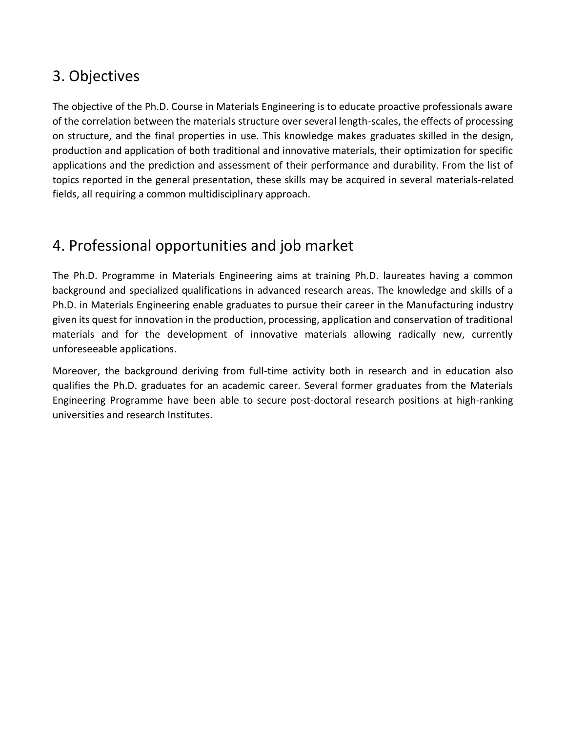## 3. Objectives

The objective of the Ph.D. Course in Materials Engineering is to educate proactive professionals aware of the correlation between the materials structure over several length-scales, the effects of processing on structure, and the final properties in use. This knowledge makes graduates skilled in the design, production and application of both traditional and innovative materials, their optimization for specific applications and the prediction and assessment of their performance and durability. From the list of topics reported in the general presentation, these skills may be acquired in several materials-related fields, all requiring a common multidisciplinary approach.

## 4. Professional opportunities and job market

The Ph.D. Programme in Materials Engineering aims at training Ph.D. laureates having a common background and specialized qualifications in advanced research areas. The knowledge and skills of a Ph.D. in Materials Engineering enable graduates to pursue their career in the Manufacturing industry given its quest for innovation in the production, processing, application and conservation of traditional materials and for the development of innovative materials allowing radically new, currently unforeseeable applications.

Moreover, the background deriving from full-time activity both in research and in education also qualifies the Ph.D. graduates for an academic career. Several former graduates from the Materials Engineering Programme have been able to secure post-doctoral research positions at high-ranking universities and research Institutes.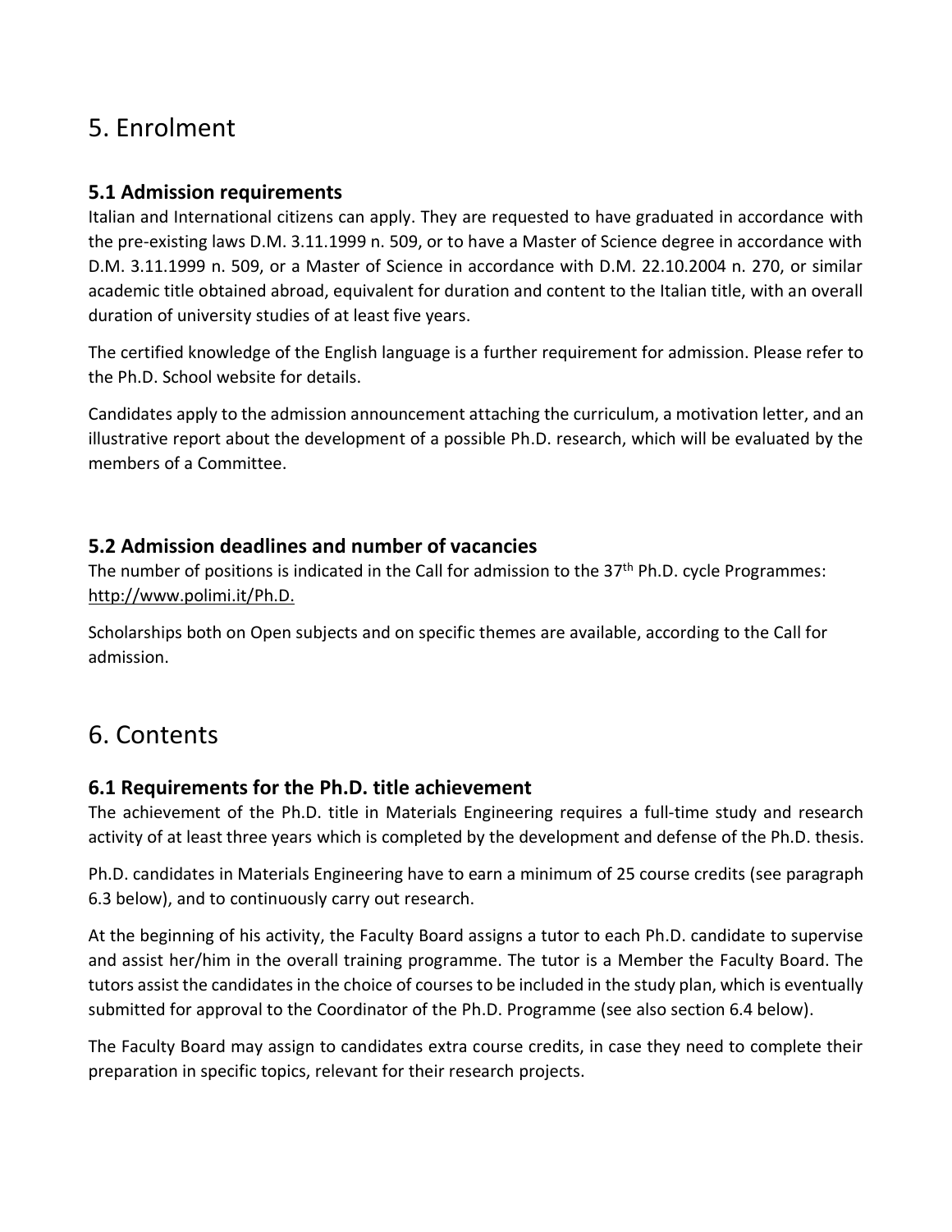# 5. Enrolment

## 5.1 Admission requirements

Italian and International citizens can apply. They are requested to have graduated in accordance with the pre-existing laws D.M. 3.11.1999 n. 509, or to have a Master of Science degree in accordance with D.M. 3.11.1999 n. 509, or a Master of Science in accordance with D.M. 22.10.2004 n. 270, or similar academic title obtained abroad, equivalent for duration and content to the Italian title, with an overall duration of university studies of at least five years.

The certified knowledge of the English language is a further requirement for admission. Please refer to the Ph.D. School website for details.

Candidates apply to the admission announcement attaching the curriculum, a motivation letter, and an illustrative report about the development of a possible Ph.D. research, which will be evaluated by the members of a Committee.

## 5.2 Admission deadlines and number of vacancies

The number of positions is indicated in the Call for admission to the 37th Ph.D. cycle Programmes: http://www.polimi.it/Ph.D.

Scholarships both on Open subjects and on specific themes are available, according to the Call for admission.

# 6. Contents

## 6.1 Requirements for the Ph.D. title achievement

The achievement of the Ph.D. title in Materials Engineering requires a full-time study and research activity of at least three years which is completed by the development and defense of the Ph.D. thesis.

Ph.D. candidates in Materials Engineering have to earn a minimum of 25 course credits (see paragraph 6.3 below), and to continuously carry out research.

At the beginning of his activity, the Faculty Board assigns a tutor to each Ph.D. candidate to supervise and assist her/him in the overall training programme. The tutor is a Member the Faculty Board. The tutors assist the candidates in the choice of courses to be included in the study plan, which is eventually submitted for approval to the Coordinator of the Ph.D. Programme (see also section 6.4 below).

The Faculty Board may assign to candidates extra course credits, in case they need to complete their preparation in specific topics, relevant for their research projects.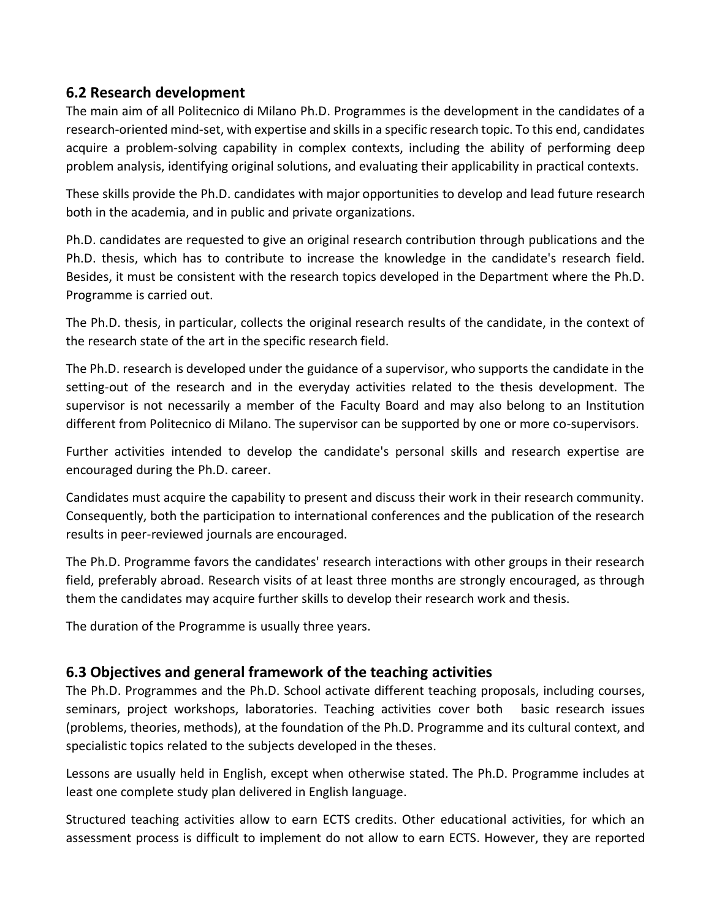## 6.2 Research development

The main aim of all Politecnico di Milano Ph.D. Programmes is the development in the candidates of a research-oriented mind-set, with expertise and skills in a specific research topic. To this end, candidates acquire a problem-solving capability in complex contexts, including the ability of performing deep problem analysis, identifying original solutions, and evaluating their applicability in practical contexts.

These skills provide the Ph.D. candidates with major opportunities to develop and lead future research both in the academia, and in public and private organizations.

Ph.D. candidates are requested to give an original research contribution through publications and the Ph.D. thesis, which has to contribute to increase the knowledge in the candidate's research field. Besides, it must be consistent with the research topics developed in the Department where the Ph.D. Programme is carried out.

The Ph.D. thesis, in particular, collects the original research results of the candidate, in the context of the research state of the art in the specific research field.

The Ph.D. research is developed under the guidance of a supervisor, who supports the candidate in the setting-out of the research and in the everyday activities related to the thesis development. The supervisor is not necessarily a member of the Faculty Board and may also belong to an Institution different from Politecnico di Milano. The supervisor can be supported by one or more co-supervisors.

Further activities intended to develop the candidate's personal skills and research expertise are encouraged during the Ph.D. career.

Candidates must acquire the capability to present and discuss their work in their research community. Consequently, both the participation to international conferences and the publication of the research results in peer-reviewed journals are encouraged.

The Ph.D. Programme favors the candidates' research interactions with other groups in their research field, preferably abroad. Research visits of at least three months are strongly encouraged, as through them the candidates may acquire further skills to develop their research work and thesis.

The duration of the Programme is usually three years.

## 6.3 Objectives and general framework of the teaching activities

The Ph.D. Programmes and the Ph.D. School activate different teaching proposals, including courses, seminars, project workshops, laboratories. Teaching activities cover both basic research issues (problems, theories, methods), at the foundation of the Ph.D. Programme and its cultural context, and specialistic topics related to the subjects developed in the theses.

Lessons are usually held in English, except when otherwise stated. The Ph.D. Programme includes at least one complete study plan delivered in English language.

Structured teaching activities allow to earn ECTS credits. Other educational activities, for which an assessment process is difficult to implement do not allow to earn ECTS. However, they are reported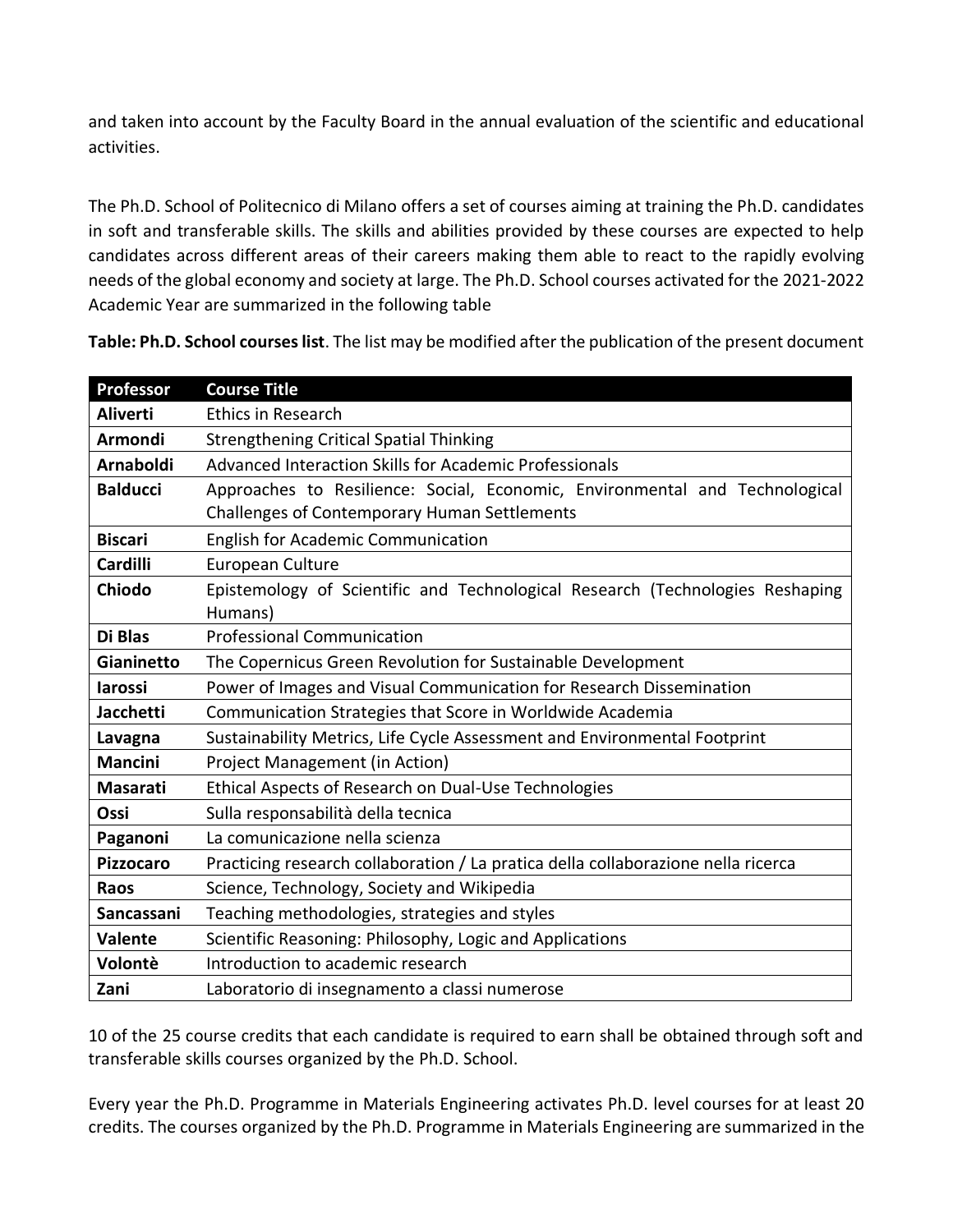and taken into account by the Faculty Board in the annual evaluation of the scientific and educational activities.

The Ph.D. School of Politecnico di Milano offers a set of courses aiming at training the Ph.D. candidates in soft and transferable skills. The skills and abilities provided by these courses are expected to help candidates across different areas of their careers making them able to react to the rapidly evolving needs of the global economy and society at large. The Ph.D. School courses activated for the 2021-2022 Academic Year are summarized in the following table

**Table: Ph.D. School courses list**. The list may be modified after the publication of the present document

| Professor | Course Title |
|---|---|
| **Aliverti** | Ethics in Research |
| **Armondi** | Strengthening Critical Spatial Thinking |
| **Arnaboldi** | Advanced Interaction Skills for Academic Professionals |
| **Balducci** | Approaches to Resilience: Social, Economic, Environmental and Technological Challenges of Contemporary Human Settlements |
| **Biscari** | English for Academic Communication |
| **Cardilli** | European Culture |
| **Chiodo** | Epistemology of Scientific and Technological Research (Technologies Reshaping Humans) |
| **Di Blas** | Professional Communication |
| **Gianinetto** | The Copernicus Green Revolution for Sustainable Development |
| **Iarossi** | Power of Images and Visual Communication for Research Dissemination |
| **Jacchetti** | Communication Strategies that Score in Worldwide Academia |
| **Lavagna** | Sustainability Metrics, Life Cycle Assessment and Environmental Footprint |
| **Mancini** | Project Management (in Action) |
| **Masarati** | Ethical Aspects of Research on Dual-Use Technologies |
| **Ossi** | Sulla responsabilità della tecnica |
| **Paganoni** | La comunicazione nella scienza |
| **Pizzocaro** | Practicing research collaboration / La pratica della collaborazione nella ricerca |
| **Raos** | Science, Technology, Society and Wikipedia |
| **Sancassani** | Teaching methodologies, strategies and styles |
| **Valente** | Scientific Reasoning: Philosophy, Logic and Applications |
| **Volontè** | Introduction to academic research |
| **Zani** | Laboratorio di insegnamento a classi numerose |

10 of the 25 course credits that each candidate is required to earn shall be obtained through soft and transferable skills courses organized by the Ph.D. School.

Every year the Ph.D. Programme in Materials Engineering activates Ph.D. level courses for at least 20 credits. The courses organized by the Ph.D. Programme in Materials Engineering are summarized in the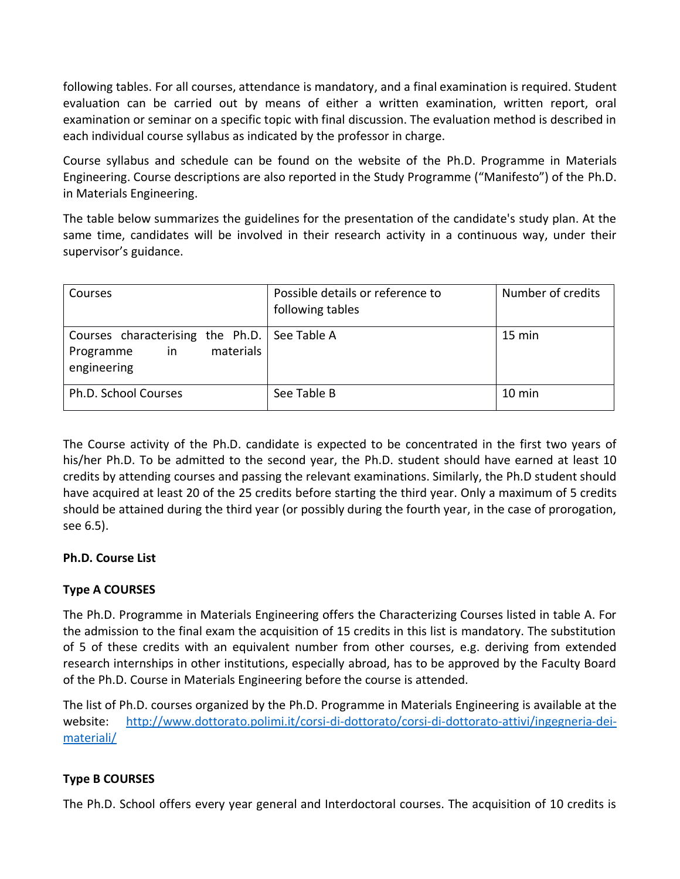following tables. For all courses, attendance is mandatory, and a final examination is required. Student evaluation can be carried out by means of either a written examination, written report, oral examination or seminar on a specific topic with final discussion. The evaluation method is described in each individual course syllabus as indicated by the professor in charge.

Course syllabus and schedule can be found on the website of the Ph.D. Programme in Materials Engineering. Course descriptions are also reported in the Study Programme ("Manifesto") of the Ph.D. in Materials Engineering.

The table below summarizes the guidelines for the presentation of the candidate's study plan. At the same time, candidates will be involved in their research activity in a continuous way, under their supervisor's guidance.

| Courses | Possible details or reference to following tables | Number of credits |
|---|---|---|
| Courses characterising the Ph.D. Programme in materials engineering | See Table A | 15 min |
| Ph.D. School Courses | See Table B | 10 min |

The Course activity of the Ph.D. candidate is expected to be concentrated in the first two years of his/her Ph.D. To be admitted to the second year, the Ph.D. student should have earned at least 10 credits by attending courses and passing the relevant examinations. Similarly, the Ph.D student should have acquired at least 20 of the 25 credits before starting the third year. Only a maximum of 5 credits should be attained during the third year (or possibly during the fourth year, in the case of prorogation, see 6.5).

**Ph.D. Course List**

**Type A COURSES**

The Ph.D. Programme in Materials Engineering offers the Characterizing Courses listed in table A. For the admission to the final exam the acquisition of 15 credits in this list is mandatory. The substitution of 5 of these credits with an equivalent number from other courses, e.g. deriving from extended research internships in other institutions, especially abroad, has to be approved by the Faculty Board of the Ph.D. Course in Materials Engineering before the course is attended.

The list of Ph.D. courses organized by the Ph.D. Programme in Materials Engineering is available at the website: [http://www.dottorato.polimi.it/corsi-di-dottorato/corsi-di-dottorato-attivi/ingegneria-dei-materiali/](http://www.dottorato.polimi.it/corsi-di-dottorato/corsi-di-dottorato-attivi/ingegneria-dei-materiali/)

**Type B COURSES**

The Ph.D. School offers every year general and Interdoctoral courses. The acquisition of 10 credits is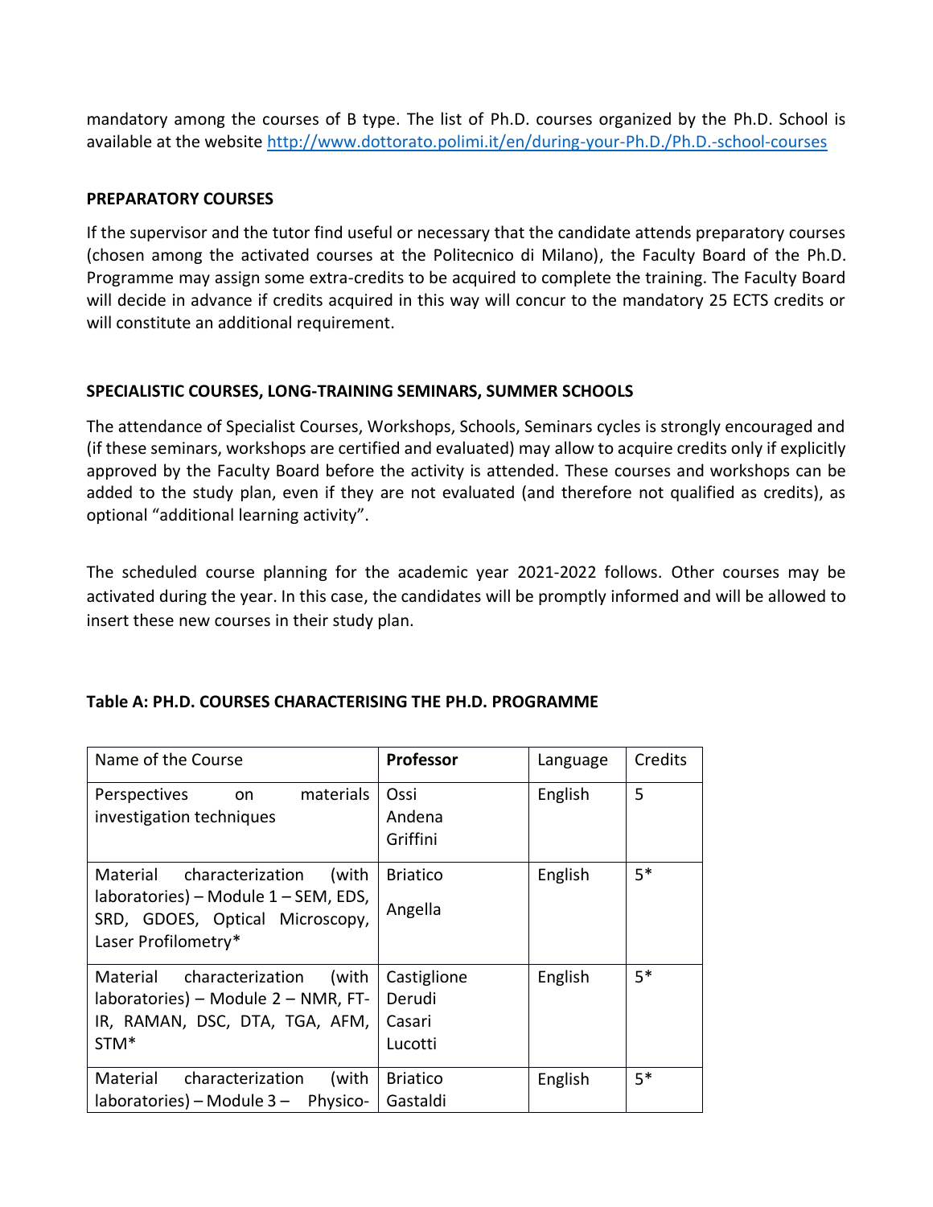mandatory among the courses of B type. The list of Ph.D. courses organized by the Ph.D. School is available at the website http://www.dottorato.polimi.it/en/during-your-Ph.D./Ph.D.-school-courses

**PREPARATORY COURSES**

If the supervisor and the tutor find useful or necessary that the candidate attends preparatory courses (chosen among the activated courses at the Politecnico di Milano), the Faculty Board of the Ph.D. Programme may assign some extra-credits to be acquired to complete the training. The Faculty Board will decide in advance if credits acquired in this way will concur to the mandatory 25 ECTS credits or will constitute an additional requirement.

**SPECIALISTIC COURSES, LONG-TRAINING SEMINARS, SUMMER SCHOOLS**

The attendance of Specialist Courses, Workshops, Schools, Seminars cycles is strongly encouraged and (if these seminars, workshops are certified and evaluated) may allow to acquire credits only if explicitly approved by the Faculty Board before the activity is attended. These courses and workshops can be added to the study plan, even if they are not evaluated (and therefore not qualified as credits), as optional "additional learning activity".

The scheduled course planning for the academic year 2021-2022 follows. Other courses may be activated during the year. In this case, the candidates will be promptly informed and will be allowed to insert these new courses in their study plan.

**Table A: PH.D. COURSES CHARACTERISING THE PH.D. PROGRAMME**

| Name of the Course | **Professor** | Language | Credits |
|---|---|---|---|
| Perspectives on materials investigation techniques | Ossi<br>Andena<br>Griffini | English | 5 |
| Material characterization (with laboratories) – Module 1 – SEM, EDS, SRD, GDOES, Optical Microscopy, Laser Profilometry* | Briatico<br>Angella | English | 5* |
| Material characterization (with laboratories) – Module 2 – NMR, FT-IR, RAMAN, DSC, DTA, TGA, AFM, STM* | Castiglione<br>Derudi<br>Casari<br>Lucotti | English | 5* |
| Material characterization (with laboratories) – Module 3 – Physico- | Briatico<br>Gastaldi | English | 5* |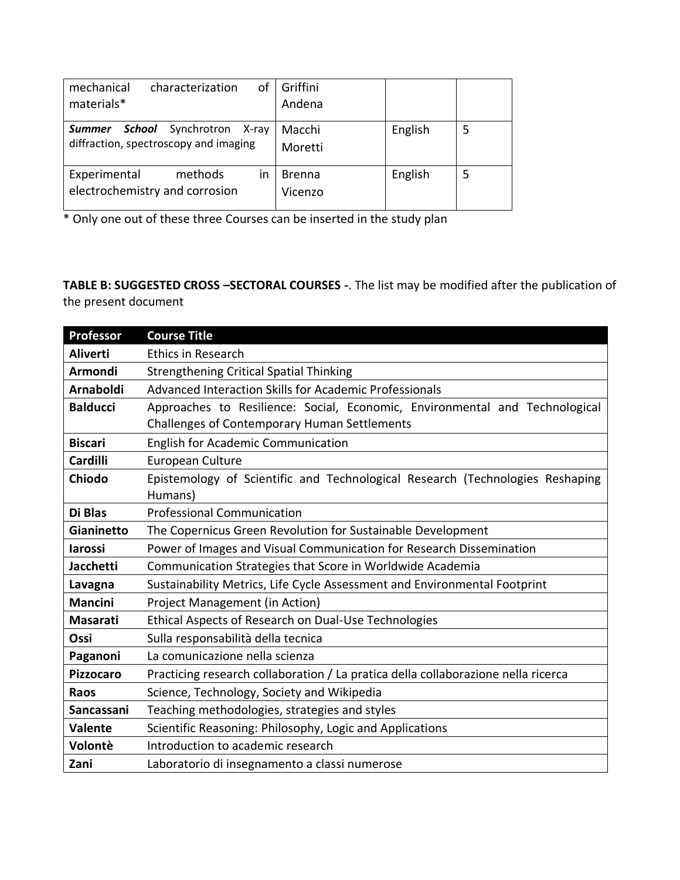| | | | |
|---|---|---|---|
| mechanical characterization of materials* | Griffini Andena | | |
| ***Summer School*** Synchrotron X-ray diffraction, spectroscopy and imaging | Macchi Moretti | English | 5 |
| Experimental methods in electrochemistry and corrosion | Brenna Vicenzo | English | 5 |

\* Only one out of these three Courses can be inserted in the study plan

**TABLE B: SUGGESTED CROSS –SECTORAL COURSES -**. The list may be modified after the publication of the present document

| Professor | Course Title |
|---|---|
| **Aliverti** | Ethics in Research |
| **Armondi** | Strengthening Critical Spatial Thinking |
| **Arnaboldi** | Advanced Interaction Skills for Academic Professionals |
| **Balducci** | Approaches to Resilience: Social, Economic, Environmental and Technological Challenges of Contemporary Human Settlements |
| **Biscari** | English for Academic Communication |
| **Cardilli** | European Culture |
| **Chiodo** | Epistemology of Scientific and Technological Research (Technologies Reshaping Humans) |
| **Di Blas** | Professional Communication |
| **Gianinetto** | The Copernicus Green Revolution for Sustainable Development |
| **Iarossi** | Power of Images and Visual Communication for Research Dissemination |
| **Jacchetti** | Communication Strategies that Score in Worldwide Academia |
| **Lavagna** | Sustainability Metrics, Life Cycle Assessment and Environmental Footprint |
| **Mancini** | Project Management (in Action) |
| **Masarati** | Ethical Aspects of Research on Dual-Use Technologies |
| **Ossi** | Sulla responsabilità della tecnica |
| **Paganoni** | La comunicazione nella scienza |
| **Pizzocaro** | Practicing research collaboration / La pratica della collaborazione nella ricerca |
| **Raos** | Science, Technology, Society and Wikipedia |
| **Sancassani** | Teaching methodologies, strategies and styles |
| **Valente** | Scientific Reasoning: Philosophy, Logic and Applications |
| **Volontè** | Introduction to academic research |
| **Zani** | Laboratorio di insegnamento a classi numerose |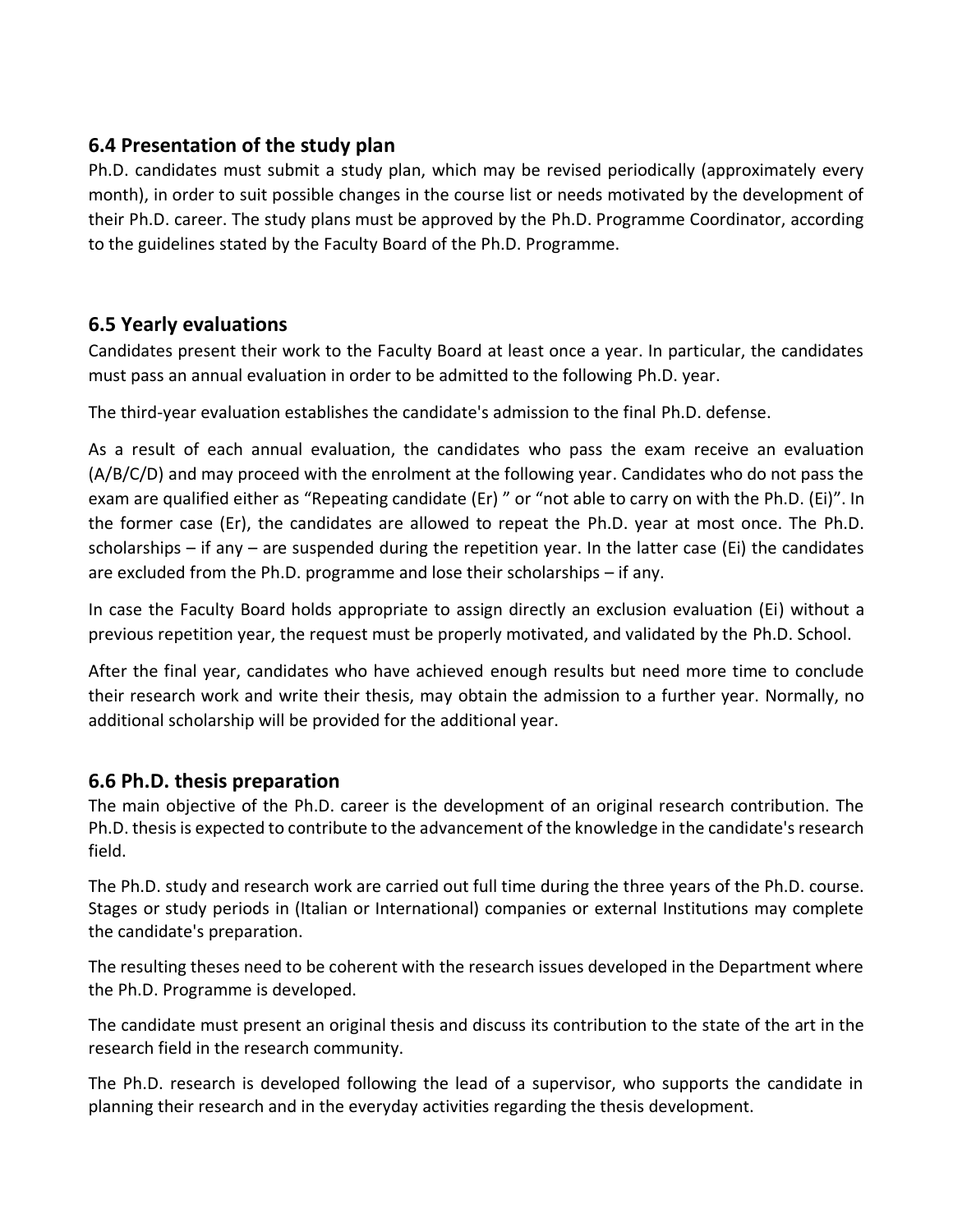## 6.4 Presentation of the study plan

Ph.D. candidates must submit a study plan, which may be revised periodically (approximately every month), in order to suit possible changes in the course list or needs motivated by the development of their Ph.D. career. The study plans must be approved by the Ph.D. Programme Coordinator, according to the guidelines stated by the Faculty Board of the Ph.D. Programme.

## 6.5 Yearly evaluations

Candidates present their work to the Faculty Board at least once a year. In particular, the candidates must pass an annual evaluation in order to be admitted to the following Ph.D. year.

The third-year evaluation establishes the candidate's admission to the final Ph.D. defense.

As a result of each annual evaluation, the candidates who pass the exam receive an evaluation (A/B/C/D) and may proceed with the enrolment at the following year. Candidates who do not pass the exam are qualified either as "Repeating candidate (Er) " or "not able to carry on with the Ph.D. (Ei)". In the former case (Er), the candidates are allowed to repeat the Ph.D. year at most once. The Ph.D. scholarships – if any – are suspended during the repetition year. In the latter case (Ei) the candidates are excluded from the Ph.D. programme and lose their scholarships – if any.

In case the Faculty Board holds appropriate to assign directly an exclusion evaluation (Ei) without a previous repetition year, the request must be properly motivated, and validated by the Ph.D. School.

After the final year, candidates who have achieved enough results but need more time to conclude their research work and write their thesis, may obtain the admission to a further year. Normally, no additional scholarship will be provided for the additional year.

## 6.6 Ph.D. thesis preparation

The main objective of the Ph.D. career is the development of an original research contribution. The Ph.D. thesis is expected to contribute to the advancement of the knowledge in the candidate's research field.

The Ph.D. study and research work are carried out full time during the three years of the Ph.D. course. Stages or study periods in (Italian or International) companies or external Institutions may complete the candidate's preparation.

The resulting theses need to be coherent with the research issues developed in the Department where the Ph.D. Programme is developed.

The candidate must present an original thesis and discuss its contribution to the state of the art in the research field in the research community.

The Ph.D. research is developed following the lead of a supervisor, who supports the candidate in planning their research and in the everyday activities regarding the thesis development.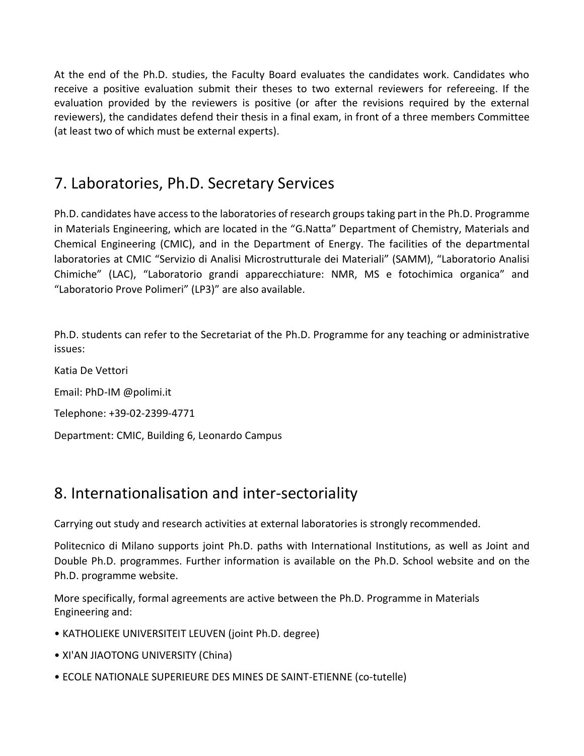At the end of the Ph.D. studies, the Faculty Board evaluates the candidates work. Candidates who receive a positive evaluation submit their theses to two external reviewers for refereeing. If the evaluation provided by the reviewers is positive (or after the revisions required by the external reviewers), the candidates defend their thesis in a final exam, in front of a three members Committee (at least two of which must be external experts).

## 7. Laboratories, Ph.D. Secretary Services

Ph.D. candidates have access to the laboratories of research groups taking part in the Ph.D. Programme in Materials Engineering, which are located in the "G.Natta" Department of Chemistry, Materials and Chemical Engineering (CMIC), and in the Department of Energy. The facilities of the departmental laboratories at CMIC "Servizio di Analisi Microstrutturale dei Materiali" (SAMM), "Laboratorio Analisi Chimiche" (LAC), "Laboratorio grandi apparecchiature: NMR, MS e fotochimica organica" and "Laboratorio Prove Polimeri" (LP3)" are also available.

Ph.D. students can refer to the Secretariat of the Ph.D. Programme for any teaching or administrative issues:

Katia De Vettori

Email: PhD-IM @polimi.it

Telephone: +39-02-2399-4771

Department: CMIC, Building 6, Leonardo Campus

## 8. Internationalisation and inter-sectoriality

Carrying out study and research activities at external laboratories is strongly recommended.

Politecnico di Milano supports joint Ph.D. paths with International Institutions, as well as Joint and Double Ph.D. programmes. Further information is available on the Ph.D. School website and on the Ph.D. programme website.

More specifically, formal agreements are active between the Ph.D. Programme in Materials Engineering and:

- KATHOLIEKE UNIVERSITEIT LEUVEN (joint Ph.D. degree)
- XI'AN JIAOTONG UNIVERSITY (China)
- ECOLE NATIONALE SUPERIEURE DES MINES DE SAINT-ETIENNE (co-tutelle)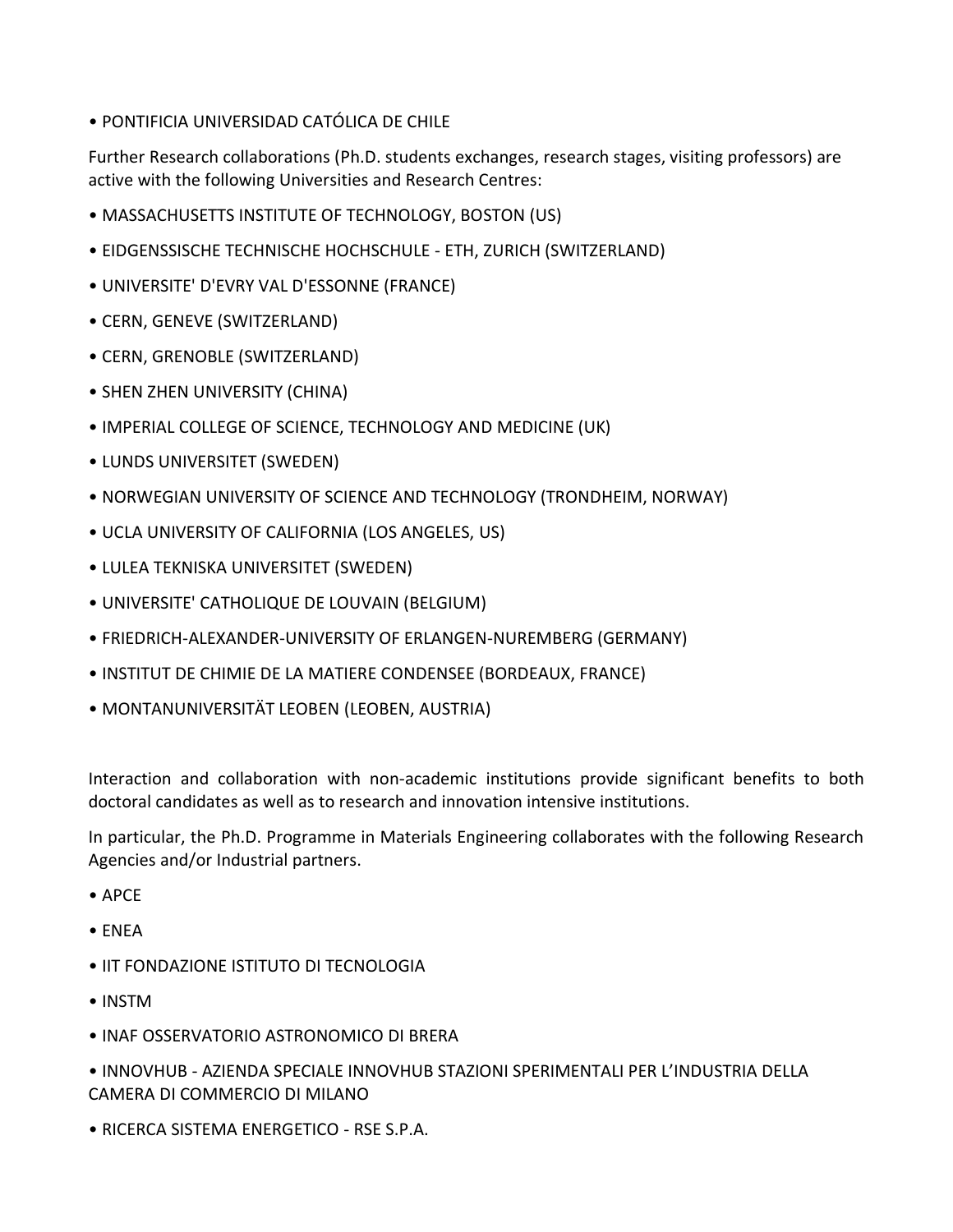- PONTIFICIA UNIVERSIDAD CATÓLICA DE CHILE

Further Research collaborations (Ph.D. students exchanges, research stages, visiting professors) are active with the following Universities and Research Centres:

- MASSACHUSETTS INSTITUTE OF TECHNOLOGY, BOSTON (US)
- EIDGENSSISCHE TECHNISCHE HOCHSCHULE - ETH, ZURICH (SWITZERLAND)
- UNIVERSITE' D'EVRY VAL D'ESSONNE (FRANCE)
- CERN, GENEVE (SWITZERLAND)
- CERN, GRENOBLE (SWITZERLAND)
- SHEN ZHEN UNIVERSITY (CHINA)
- IMPERIAL COLLEGE OF SCIENCE, TECHNOLOGY AND MEDICINE (UK)
- LUNDS UNIVERSITET (SWEDEN)
- NORWEGIAN UNIVERSITY OF SCIENCE AND TECHNOLOGY (TRONDHEIM, NORWAY)
- UCLA UNIVERSITY OF CALIFORNIA (LOS ANGELES, US)
- LULEA TEKNISKA UNIVERSITET (SWEDEN)
- UNIVERSITE' CATHOLIQUE DE LOUVAIN (BELGIUM)
- FRIEDRICH-ALEXANDER-UNIVERSITY OF ERLANGEN-NUREMBERG (GERMANY)
- INSTITUT DE CHIMIE DE LA MATIERE CONDENSEE (BORDEAUX, FRANCE)
- MONTANUNIVERSITÄT LEOBEN (LEOBEN, AUSTRIA)

Interaction and collaboration with non-academic institutions provide significant benefits to both doctoral candidates as well as to research and innovation intensive institutions.

In particular, the Ph.D. Programme in Materials Engineering collaborates with the following Research Agencies and/or Industrial partners.

- APCE
- ENEA
- IIT FONDAZIONE ISTITUTO DI TECNOLOGIA
- INSTM
- INAF OSSERVATORIO ASTRONOMICO DI BRERA
- INNOVHUB - AZIENDA SPECIALE INNOVHUB STAZIONI SPERIMENTALI PER L'INDUSTRIA DELLA CAMERA DI COMMERCIO DI MILANO
- RICERCA SISTEMA ENERGETICO - RSE S.P.A.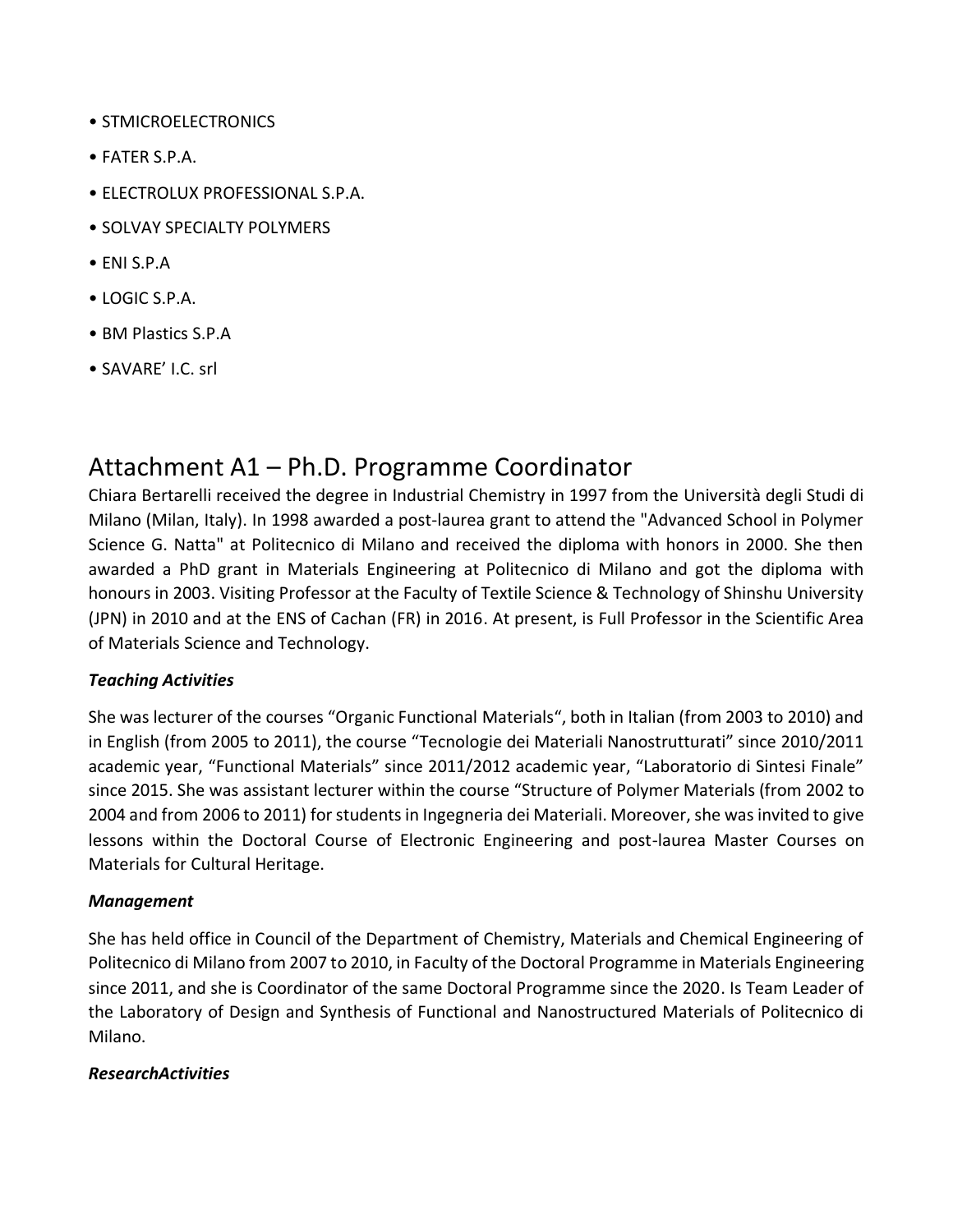- STMICROELECTRONICS
- FATER S.P.A.
- ELECTROLUX PROFESSIONAL S.P.A.
- SOLVAY SPECIALTY POLYMERS
- ENI S.P.A
- LOGIC S.P.A.
- BM Plastics S.P.A
- SAVARE' I.C. srl

# Attachment A1 – Ph.D. Programme Coordinator

Chiara Bertarelli received the degree in Industrial Chemistry in 1997 from the Università degli Studi di Milano (Milan, Italy). In 1998 awarded a post-laurea grant to attend the "Advanced School in Polymer Science G. Natta" at Politecnico di Milano and received the diploma with honors in 2000. She then awarded a PhD grant in Materials Engineering at Politecnico di Milano and got the diploma with honours in 2003. Visiting Professor at the Faculty of Textile Science & Technology of Shinshu University (JPN) in 2010 and at the ENS of Cachan (FR) in 2016. At present, is Full Professor in the Scientific Area of Materials Science and Technology.

***Teaching Activities***

She was lecturer of the courses "Organic Functional Materials", both in Italian (from 2003 to 2010) and in English (from 2005 to 2011), the course "Tecnologie dei Materiali Nanostrutturati" since 2010/2011 academic year, "Functional Materials" since 2011/2012 academic year, "Laboratorio di Sintesi Finale" since 2015. She was assistant lecturer within the course "Structure of Polymer Materials (from 2002 to 2004 and from 2006 to 2011) for students in Ingegneria dei Materiali. Moreover, she was invited to give lessons within the Doctoral Course of Electronic Engineering and post-laurea Master Courses on Materials for Cultural Heritage.

***Management***

She has held office in Council of the Department of Chemistry, Materials and Chemical Engineering of Politecnico di Milano from 2007 to 2010, in Faculty of the Doctoral Programme in Materials Engineering since 2011, and she is Coordinator of the same Doctoral Programme since the 2020. Is Team Leader of the Laboratory of Design and Synthesis of Functional and Nanostructured Materials of Politecnico di Milano.

***ResearchActivities***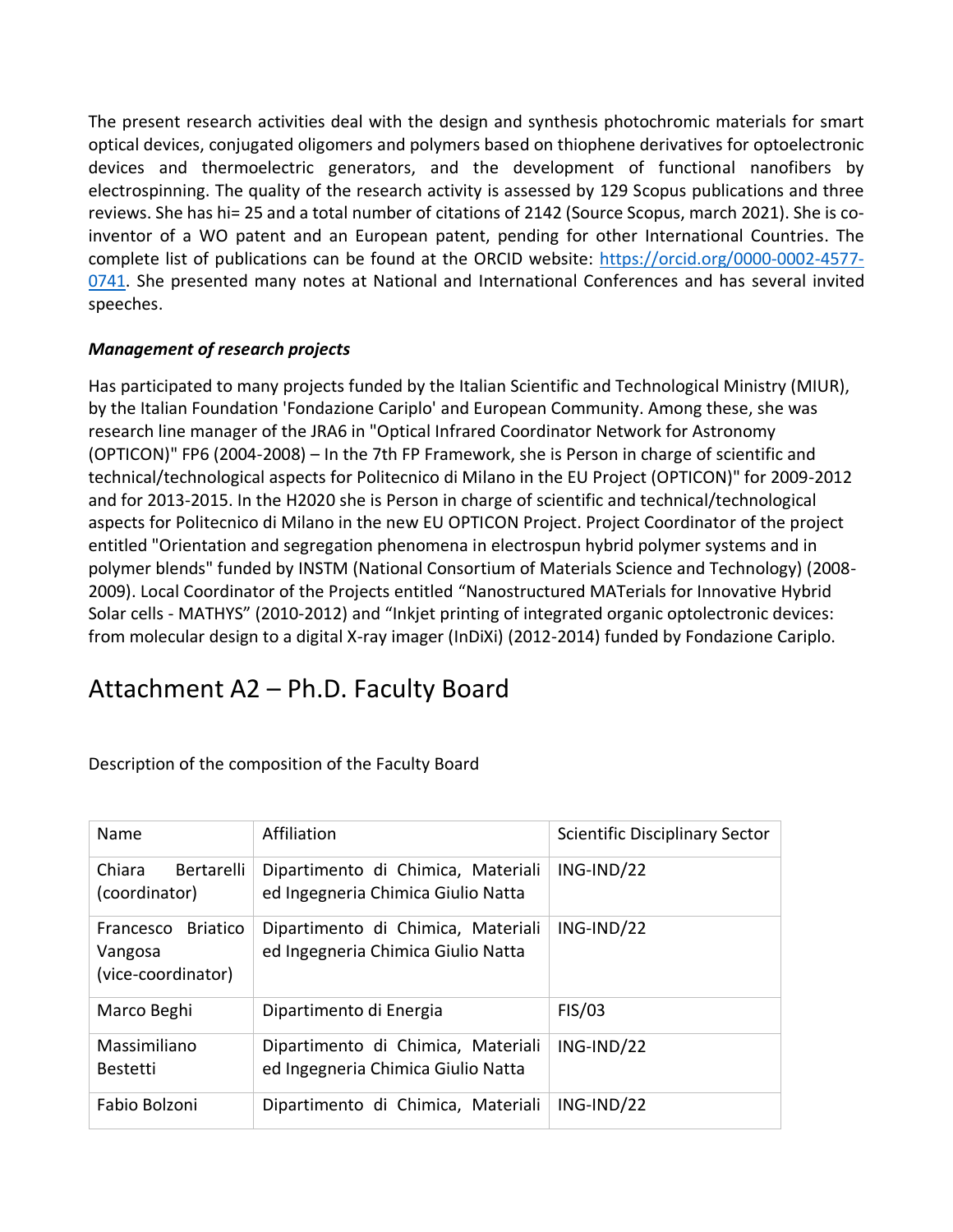The present research activities deal with the design and synthesis photochromic materials for smart optical devices, conjugated oligomers and polymers based on thiophene derivatives for optoelectronic devices and thermoelectric generators, and the development of functional nanofibers by electrospinning. The quality of the research activity is assessed by 129 Scopus publications and three reviews. She has hi= 25 and a total number of citations of 2142 (Source Scopus, march 2021). She is co-inventor of a WO patent and an European patent, pending for other International Countries. The complete list of publications can be found at the ORCID website: [https://orcid.org/0000-0002-4577-0741](https://orcid.org/0000-0002-4577-0741). She presented many notes at National and International Conferences and has several invited speeches.

***Management of research projects***

Has participated to many projects funded by the Italian Scientific and Technological Ministry (MIUR), by the Italian Foundation 'Fondazione Cariplo' and European Community. Among these, she was research line manager of the JRA6 in "Optical Infrared Coordinator Network for Astronomy (OPTICON)" FP6 (2004-2008) – In the 7th FP Framework, she is Person in charge of scientific and technical/technological aspects for Politecnico di Milano in the EU Project (OPTICON)" for 2009-2012 and for 2013-2015. In the H2020 she is Person in charge of scientific and technical/technological aspects for Politecnico di Milano in the new EU OPTICON Project. Project Coordinator of the project entitled "Orientation and segregation phenomena in electrospun hybrid polymer systems and in polymer blends" funded by INSTM (National Consortium of Materials Science and Technology) (2008-2009). Local Coordinator of the Projects entitled "Nanostructured MATerials for Innovative Hybrid Solar cells - MATHYS" (2010-2012) and "Inkjet printing of integrated organic optolectronic devices: from molecular design to a digital X-ray imager (InDiXi) (2012-2014) funded by Fondazione Cariplo.

# Attachment A2 – Ph.D. Faculty Board

Description of the composition of the Faculty Board

| Name | Affiliation | Scientific Disciplinary Sector |
|---|---|---|
| Chiara Bertarelli (coordinator) | Dipartimento di Chimica, Materiali ed Ingegneria Chimica Giulio Natta | ING-IND/22 |
| Francesco Briatico Vangosa (vice-coordinator) | Dipartimento di Chimica, Materiali ed Ingegneria Chimica Giulio Natta | ING-IND/22 |
| Marco Beghi | Dipartimento di Energia | FIS/03 |
| Massimiliano Bestetti | Dipartimento di Chimica, Materiali ed Ingegneria Chimica Giulio Natta | ING-IND/22 |
| Fabio Bolzoni | Dipartimento di Chimica, Materiali | ING-IND/22 |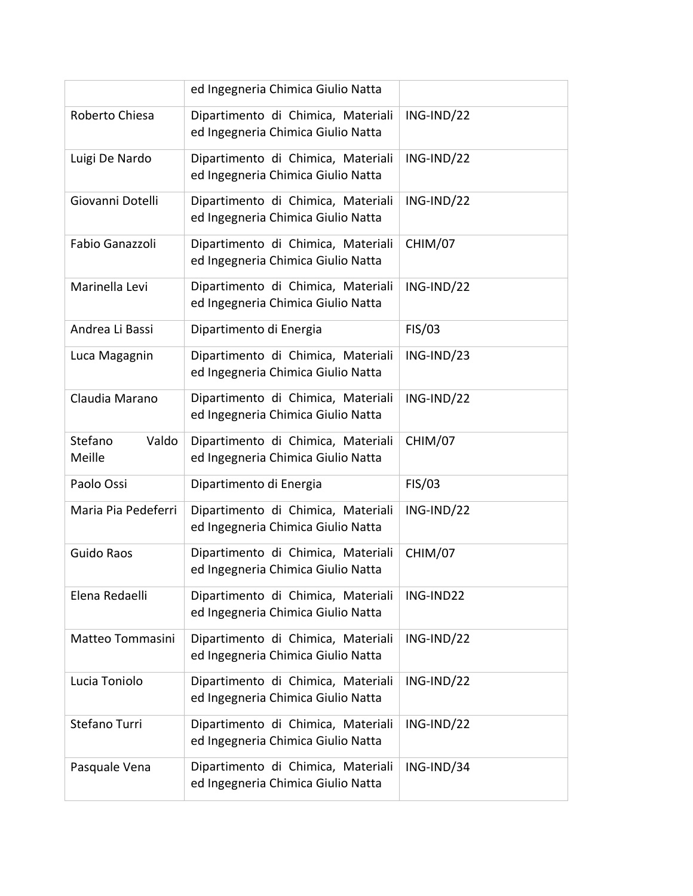| | | |
|---|---|---|
| | ed Ingegneria Chimica Giulio Natta | |
| Roberto Chiesa | Dipartimento di Chimica, Materiali ed Ingegneria Chimica Giulio Natta | ING-IND/22 |
| Luigi De Nardo | Dipartimento di Chimica, Materiali ed Ingegneria Chimica Giulio Natta | ING-IND/22 |
| Giovanni Dotelli | Dipartimento di Chimica, Materiali ed Ingegneria Chimica Giulio Natta | ING-IND/22 |
| Fabio Ganazzoli | Dipartimento di Chimica, Materiali ed Ingegneria Chimica Giulio Natta | CHIM/07 |
| Marinella Levi | Dipartimento di Chimica, Materiali ed Ingegneria Chimica Giulio Natta | ING-IND/22 |
| Andrea Li Bassi | Dipartimento di Energia | FIS/03 |
| Luca Magagnin | Dipartimento di Chimica, Materiali ed Ingegneria Chimica Giulio Natta | ING-IND/23 |
| Claudia Marano | Dipartimento di Chimica, Materiali ed Ingegneria Chimica Giulio Natta | ING-IND/22 |
| Stefano Valdo Meille | Dipartimento di Chimica, Materiali ed Ingegneria Chimica Giulio Natta | CHIM/07 |
| Paolo Ossi | Dipartimento di Energia | FIS/03 |
| Maria Pia Pedeferri | Dipartimento di Chimica, Materiali ed Ingegneria Chimica Giulio Natta | ING-IND/22 |
| Guido Raos | Dipartimento di Chimica, Materiali ed Ingegneria Chimica Giulio Natta | CHIM/07 |
| Elena Redaelli | Dipartimento di Chimica, Materiali ed Ingegneria Chimica Giulio Natta | ING-IND22 |
| Matteo Tommasini | Dipartimento di Chimica, Materiali ed Ingegneria Chimica Giulio Natta | ING-IND/22 |
| Lucia Toniolo | Dipartimento di Chimica, Materiali ed Ingegneria Chimica Giulio Natta | ING-IND/22 |
| Stefano Turri | Dipartimento di Chimica, Materiali ed Ingegneria Chimica Giulio Natta | ING-IND/22 |
| Pasquale Vena | Dipartimento di Chimica, Materiali ed Ingegneria Chimica Giulio Natta | ING-IND/34 |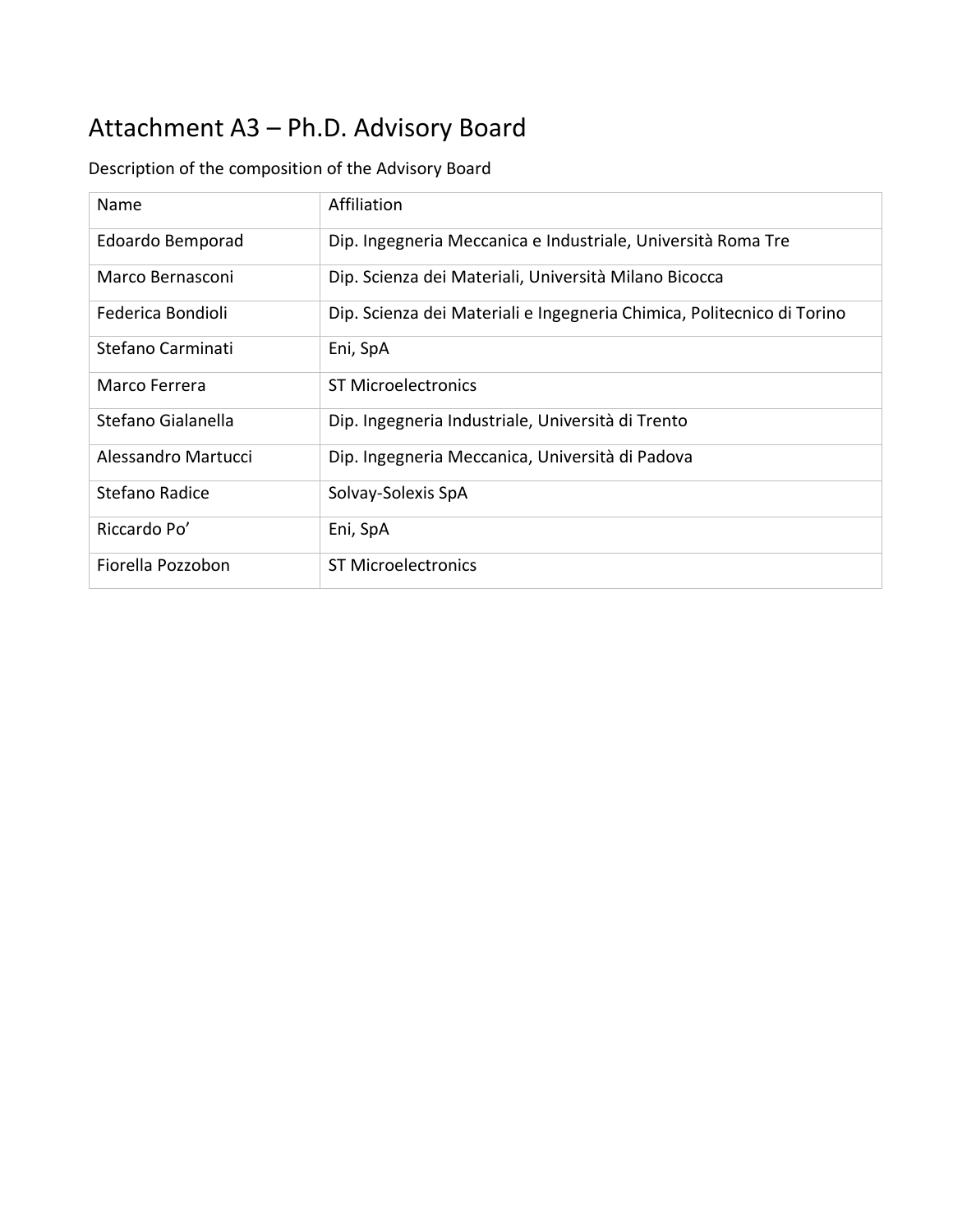# Attachment A3 – Ph.D. Advisory Board

Description of the composition of the Advisory Board

| Name | Affiliation |
|---|---|
| Edoardo Bemporad | Dip. Ingegneria Meccanica e Industriale, Università Roma Tre |
| Marco Bernasconi | Dip. Scienza dei Materiali, Università Milano Bicocca |
| Federica Bondioli | Dip. Scienza dei Materiali e Ingegneria Chimica, Politecnico di Torino |
| Stefano Carminati | Eni, SpA |
| Marco Ferrera | ST Microelectronics |
| Stefano Gialanella | Dip. Ingegneria Industriale, Università di Trento |
| Alessandro Martucci | Dip. Ingegneria Meccanica, Università di Padova |
| Stefano Radice | Solvay-Solexis SpA |
| Riccardo Po’ | Eni, SpA |
| Fiorella Pozzobon | ST Microelectronics |